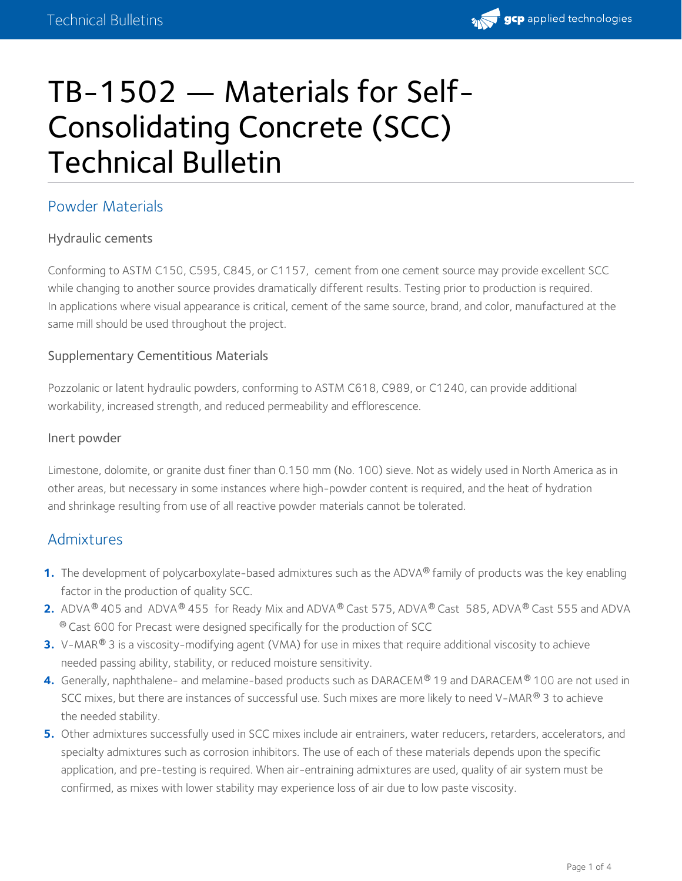# TB-1502 — Materials for Self-Consolidating Concrete (SCC) Technical Bulletin

## Powder Materials

### Hydraulic cements

Conforming to ASTM C150, C595, C845, or C1157, cement from one cement source may provide excellent SCC while changing to another source provides dramatically different results. Testing prior to production is required. In applications where visual appearance is critical, cement of the same source, brand, and color, manufactured at the same mill should be used throughout the project.

### Supplementary Cementitious Materials

Pozzolanic or latent hydraulic powders, conforming to ASTM C618, C989, or C1240, can provide additional workability, increased strength, and reduced permeability and efflorescence.

### Inert powder

Limestone, dolomite, or granite dust finer than 0.150 mm (No. 100) sieve. Not as widely used in North America as in other areas, but necessary in some instances where high-powder content is required, and the heat of hydration and shrinkage resulting from use of all reactive powder materials cannot be tolerated.

## Admixtures

1. The development of polycarboxylate-based admixtures such as the ADVA® family of products was the key enabling factor in the production of quality SCC.
2. ADVA® 405 and ADVA® 455 for Ready Mix and ADVA® Cast 575, ADVA® Cast 585, ADVA® Cast 555 and ADVA® Cast 600 for Precast were designed specifically for the production of SCC
3. V-MAR® 3 is a viscosity-modifying agent (VMA) for use in mixes that require additional viscosity to achieve needed passing ability, stability, or reduced moisture sensitivity.
4. Generally, naphthalene- and melamine-based products such as DARACEM® 19 and DARACEM® 100 are not used in SCC mixes, but there are instances of successful use. Such mixes are more likely to need V-MAR® 3 to achieve the needed stability.
5. Other admixtures successfully used in SCC mixes include air entrainers, water reducers, retarders, accelerators, and specialty admixtures such as corrosion inhibitors. The use of each of these materials depends upon the specific application, and pre-testing is required. When air-entraining admixtures are used, quality of air system must be confirmed, as mixes with lower stability may experience loss of air due to low paste viscosity.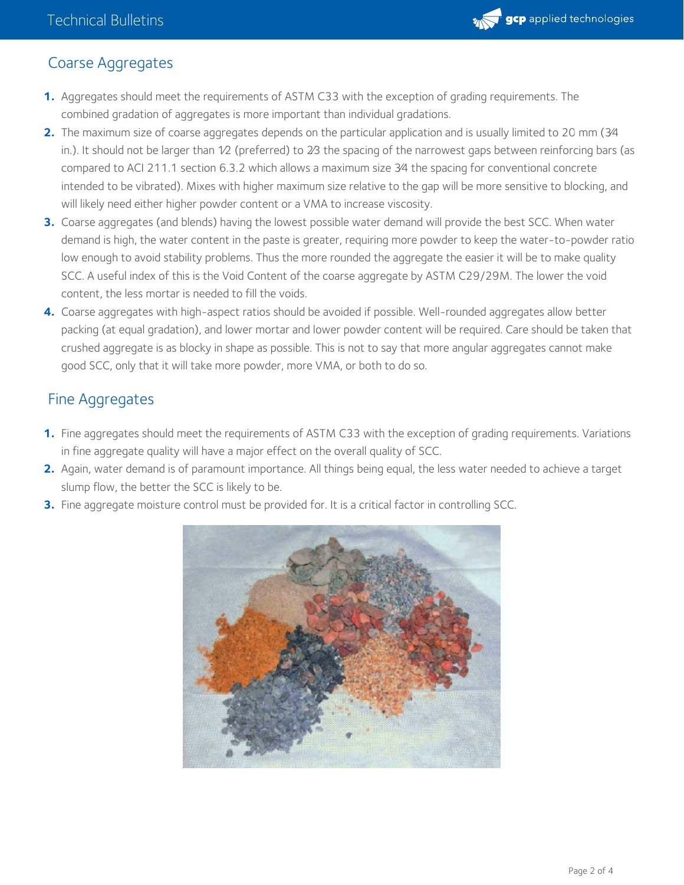## Coarse Aggregates

1. Aggregates should meet the requirements of ASTM C33 with the exception of grading requirements. The combined gradation of aggregates is more important than individual gradations.
2. The maximum size of coarse aggregates depends on the particular application and is usually limited to 20 mm (3⁄4 in.). It should not be larger than 1⁄2 (preferred) to 2⁄3 the spacing of the narrowest gaps between reinforcing bars (as compared to ACI 211.1 section 6.3.2 which allows a maximum size 3⁄4 the spacing for conventional concrete intended to be vibrated). Mixes with higher maximum size relative to the gap will be more sensitive to blocking, and will likely need either higher powder content or a VMA to increase viscosity.
3. Coarse aggregates (and blends) having the lowest possible water demand will provide the best SCC. When water demand is high, the water content in the paste is greater, requiring more powder to keep the water-to-powder ratio low enough to avoid stability problems. Thus the more rounded the aggregate the easier it will be to make quality SCC. A useful index of this is the Void Content of the coarse aggregate by ASTM C29/29M. The lower the void content, the less mortar is needed to fill the voids.
4. Coarse aggregates with high-aspect ratios should be avoided if possible. Well-rounded aggregates allow better packing (at equal gradation), and lower mortar and lower powder content will be required. Care should be taken that crushed aggregate is as blocky in shape as possible. This is not to say that more angular aggregates cannot make good SCC, only that it will take more powder, more VMA, or both to do so.

## Fine Aggregates

1. Fine aggregates should meet the requirements of ASTM C33 with the exception of grading requirements. Variations in fine aggregate quality will have a major effect on the overall quality of SCC.
2. Again, water demand is of paramount importance. All things being equal, the less water needed to achieve a target slump flow, the better the SCC is likely to be.
3. Fine aggregate moisture control must be provided for. It is a critical factor in controlling SCC.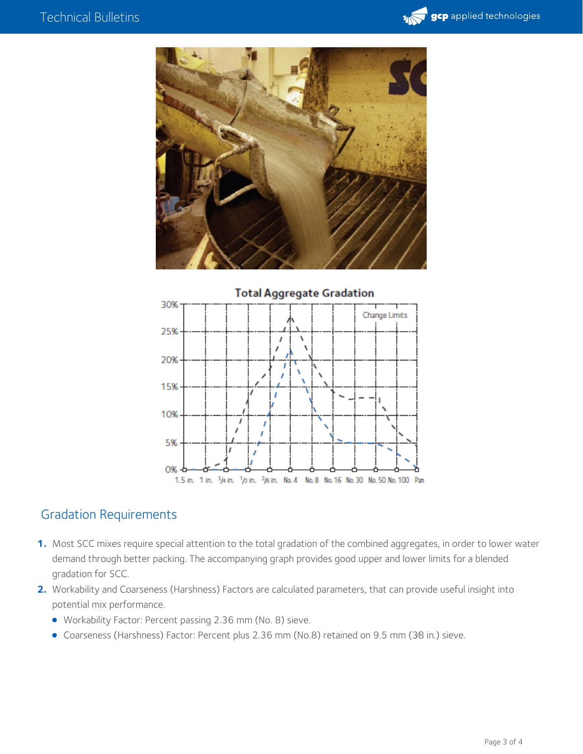## Gradation Requirements

1. Most SCC mixes require special attention to the total gradation of the combined aggregates, in order to lower water demand through better packing. The accompanying graph provides good upper and lower limits for a blended gradation for SCC.
2. Workability and Coarseness (Harshness) Factors are calculated parameters, that can provide useful insight into potential mix performance.
   - Workability Factor: Percent passing 2.36 mm (No. 8) sieve.
   - Coarseness (Harshness) Factor: Percent plus 2.36 mm (No.8) retained on 9.5 mm (3⁄8 in.) sieve.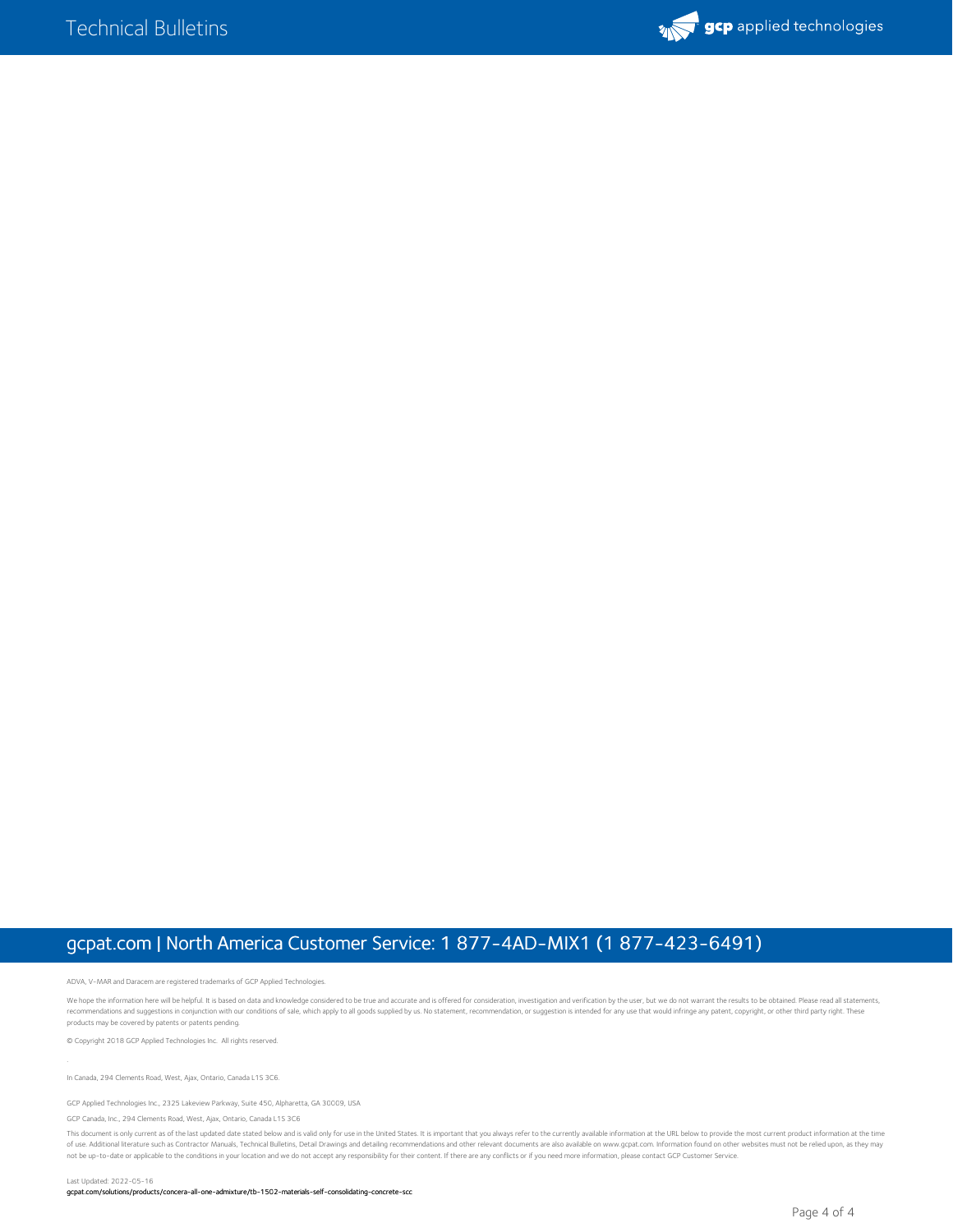gcpat.com | North America Customer Service: 1 877-4AD-MIX1 (1 877-423-6491)

ADVA, V-MAR and Daracem are registered trademarks of GCP Applied Technologies.

We hope the information here will be helpful. It is based on data and knowledge considered to be true and accurate and is offered for consideration, investigation and verification by the user, but we do not warrant the results to be obtained. Please read all statements, recommendations and suggestions in conjunction with our conditions of sale, which apply to all goods supplied by us. No statement, recommendation, or suggestion is intended for any use that would infringe any patent, copyright, or other third party right. These products may be covered by patents or patents pending.

© Copyright 2018 GCP Applied Technologies Inc. All rights reserved.

.

In Canada, 294 Clements Road, West, Ajax, Ontario, Canada L1S 3C6.

GCP Applied Technologies Inc., 2325 Lakeview Parkway, Suite 450, Alpharetta, GA 30009, USA

GCP Canada, Inc., 294 Clements Road, West, Ajax, Ontario, Canada L1S 3C6

This document is only current as of the last updated date stated below and is valid only for use in the United States. It is important that you always refer to the currently available information at the URL below to provide the most current product information at the time of use. Additional literature such as Contractor Manuals, Technical Bulletins, Detail Drawings and detailing recommendations and other relevant documents are also available on www.gcpat.com. Information found on other websites must not be relied upon, as they may not be up-to-date or applicable to the conditions in your location and we do not accept any responsibility for their content. If there are any conflicts or if you need more information, please contact GCP Customer Service.

Last Updated: 2022-05-16

gcpat.com/solutions/products/concera-all-one-admixture/tb-1502-materials-self-consolidating-concrete-scc